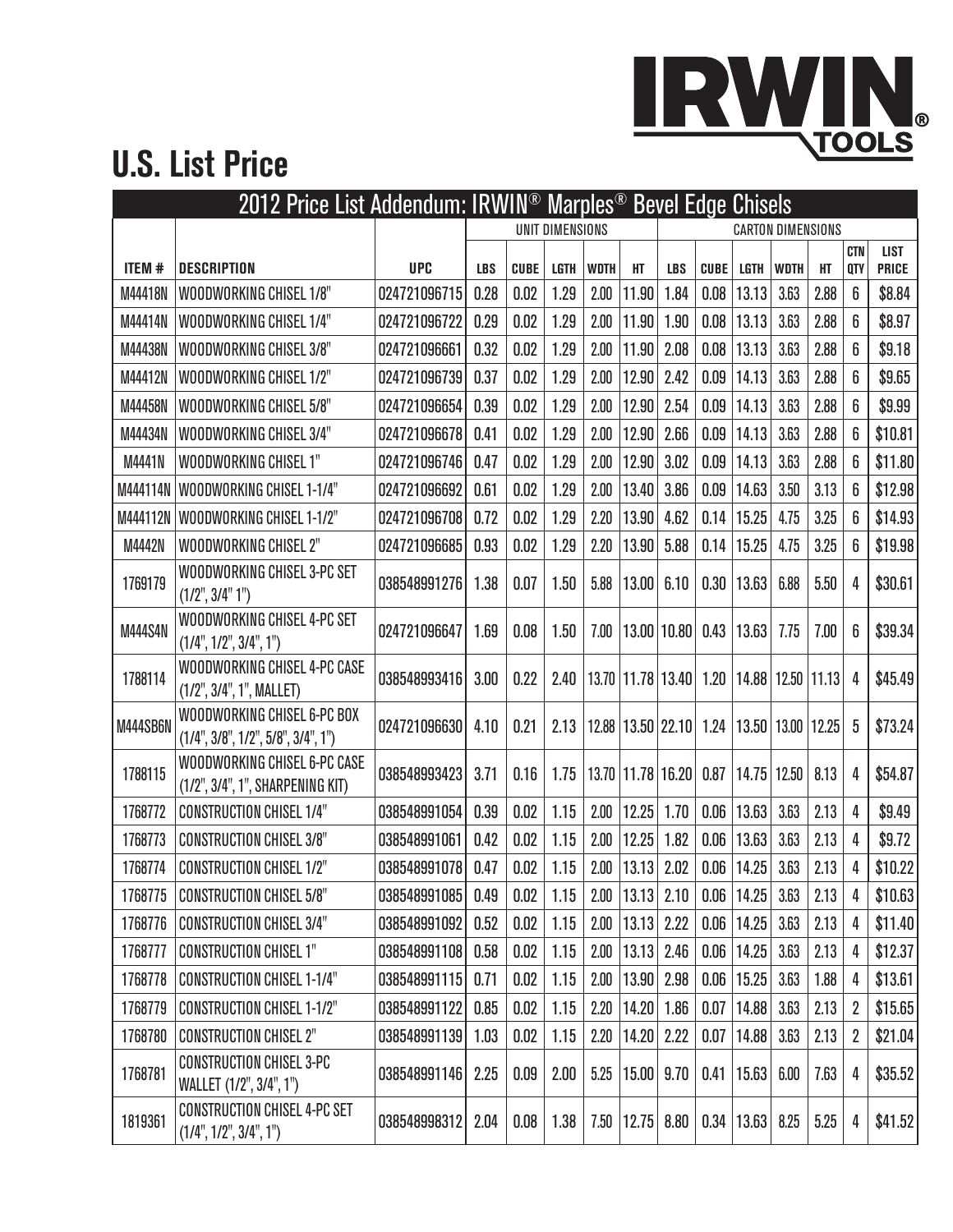IRWIN® TOOLS

# U.S. List Price

| 2012 Price List Addendum: IRWIN® Marples® Bevel Edge Chisels | | | | | | | | | | | | | | |
|---|---|---|---|---|---|---|---|---|---|---|---|---|---|---|
| | | | UNIT DIMENSIONS | | | | | CARTON DIMENSIONS | | | | | | |
| ITEM # | DESCRIPTION | UPC | LBS | CUBE | LGTH | WDTH | HT | LBS | CUBE | LGTH | WDTH | HT | CTN QTY | LIST PRICE |
| M44418N | WOODWORKING CHISEL 1/8" | 024721096715 | 0.28 | 0.02 | 1.29 | 2.00 | 11.90 | 1.84 | 0.08 | 13.13 | 3.63 | 2.88 | 6 | $8.84 |
| M44414N | WOODWORKING CHISEL 1/4" | 024721096722 | 0.29 | 0.02 | 1.29 | 2.00 | 11.90 | 1.90 | 0.08 | 13.13 | 3.63 | 2.88 | 6 | $8.97 |
| M44438N | WOODWORKING CHISEL 3/8" | 024721096661 | 0.32 | 0.02 | 1.29 | 2.00 | 11.90 | 2.08 | 0.08 | 13.13 | 3.63 | 2.88 | 6 | $9.18 |
| M44412N | WOODWORKING CHISEL 1/2" | 024721096739 | 0.37 | 0.02 | 1.29 | 2.00 | 12.90 | 2.42 | 0.09 | 14.13 | 3.63 | 2.88 | 6 | $9.65 |
| M44458N | WOODWORKING CHISEL 5/8" | 024721096654 | 0.39 | 0.02 | 1.29 | 2.00 | 12.90 | 2.54 | 0.09 | 14.13 | 3.63 | 2.88 | 6 | $9.99 |
| M44434N | WOODWORKING CHISEL 3/4" | 024721096678 | 0.41 | 0.02 | 1.29 | 2.00 | 12.90 | 2.66 | 0.09 | 14.13 | 3.63 | 2.88 | 6 | $10.81 |
| M4441N | WOODWORKING CHISEL 1" | 024721096746 | 0.47 | 0.02 | 1.29 | 2.00 | 12.90 | 3.02 | 0.09 | 14.13 | 3.63 | 2.88 | 6 | $11.80 |
| M444114N | WOODWORKING CHISEL 1-1/4" | 024721096692 | 0.61 | 0.02 | 1.29 | 2.00 | 13.40 | 3.86 | 0.09 | 14.63 | 3.50 | 3.13 | 6 | $12.98 |
| M444112N | WOODWORKING CHISEL 1-1/2" | 024721096708 | 0.72 | 0.02 | 1.29 | 2.20 | 13.90 | 4.62 | 0.14 | 15.25 | 4.75 | 3.25 | 6 | $14.93 |
| M4442N | WOODWORKING CHISEL 2" | 024721096685 | 0.93 | 0.02 | 1.29 | 2.20 | 13.90 | 5.88 | 0.14 | 15.25 | 4.75 | 3.25 | 6 | $19.98 |
| 1769179 | WOODWORKING CHISEL 3-PC SET (1/2", 3/4" 1") | 038548991276 | 1.38 | 0.07 | 1.50 | 5.88 | 13.00 | 6.10 | 0.30 | 13.63 | 6.88 | 5.50 | 4 | $30.61 |
| M444S4N | WOODWORKING CHISEL 4-PC SET (1/4", 1/2", 3/4", 1") | 024721096647 | 1.69 | 0.08 | 1.50 | 7.00 | 13.00 | 10.80 | 0.43 | 13.63 | 7.75 | 7.00 | 6 | $39.34 |
| 1788114 | WOODWORKING CHISEL 4-PC CASE (1/2", 3/4", 1", MALLET) | 038548993416 | 3.00 | 0.22 | 2.40 | 13.70 | 11.78 | 13.40 | 1.20 | 14.88 | 12.50 | 11.13 | 4 | $45.49 |
| M444SB6N | WOODWORKING CHISEL 6-PC BOX (1/4", 3/8", 1/2", 5/8", 3/4", 1") | 024721096630 | 4.10 | 0.21 | 2.13 | 12.88 | 13.50 | 22.10 | 1.24 | 13.50 | 13.00 | 12.25 | 5 | $73.24 |
| 1788115 | WOODWORKING CHISEL 6-PC CASE (1/2", 3/4", 1", SHARPENING KIT) | 038548993423 | 3.71 | 0.16 | 1.75 | 13.70 | 11.78 | 16.20 | 0.87 | 14.75 | 12.50 | 8.13 | 4 | $54.87 |
| 1768772 | CONSTRUCTION CHISEL 1/4" | 038548991054 | 0.39 | 0.02 | 1.15 | 2.00 | 12.25 | 1.70 | 0.06 | 13.63 | 3.63 | 2.13 | 4 | $9.49 |
| 1768773 | CONSTRUCTION CHISEL 3/8" | 038548991061 | 0.42 | 0.02 | 1.15 | 2.00 | 12.25 | 1.82 | 0.06 | 13.63 | 3.63 | 2.13 | 4 | $9.72 |
| 1768774 | CONSTRUCTION CHISEL 1/2" | 038548991078 | 0.47 | 0.02 | 1.15 | 2.00 | 13.13 | 2.02 | 0.06 | 14.25 | 3.63 | 2.13 | 4 | $10.22 |
| 1768775 | CONSTRUCTION CHISEL 5/8" | 038548991085 | 0.49 | 0.02 | 1.15 | 2.00 | 13.13 | 2.10 | 0.06 | 14.25 | 3.63 | 2.13 | 4 | $10.63 |
| 1768776 | CONSTRUCTION CHISEL 3/4" | 038548991092 | 0.52 | 0.02 | 1.15 | 2.00 | 13.13 | 2.22 | 0.06 | 14.25 | 3.63 | 2.13 | 4 | $11.40 |
| 1768777 | CONSTRUCTION CHISEL 1" | 038548991108 | 0.58 | 0.02 | 1.15 | 2.00 | 13.13 | 2.46 | 0.06 | 14.25 | 3.63 | 2.13 | 4 | $12.37 |
| 1768778 | CONSTRUCTION CHISEL 1-1/4" | 038548991115 | 0.71 | 0.02 | 1.15 | 2.00 | 13.90 | 2.98 | 0.06 | 15.25 | 3.63 | 1.88 | 4 | $13.61 |
| 1768779 | CONSTRUCTION CHISEL 1-1/2" | 038548991122 | 0.85 | 0.02 | 1.15 | 2.20 | 14.20 | 1.86 | 0.07 | 14.88 | 3.63 | 2.13 | 2 | $15.65 |
| 1768780 | CONSTRUCTION CHISEL 2" | 038548991139 | 1.03 | 0.02 | 1.15 | 2.20 | 14.20 | 2.22 | 0.07 | 14.88 | 3.63 | 2.13 | 2 | $21.04 |
| 1768781 | CONSTRUCTION CHISEL 3-PC WALLET (1/2", 3/4", 1") | 038548991146 | 2.25 | 0.09 | 2.00 | 5.25 | 15.00 | 9.70 | 0.41 | 15.63 | 6.00 | 7.63 | 4 | $35.52 |
| 1819361 | CONSTRUCTION CHISEL 4-PC SET (1/4", 1/2", 3/4", 1") | 038548998312 | 2.04 | 0.08 | 1.38 | 7.50 | 12.75 | 8.80 | 0.34 | 13.63 | 8.25 | 5.25 | 4 | $41.52 |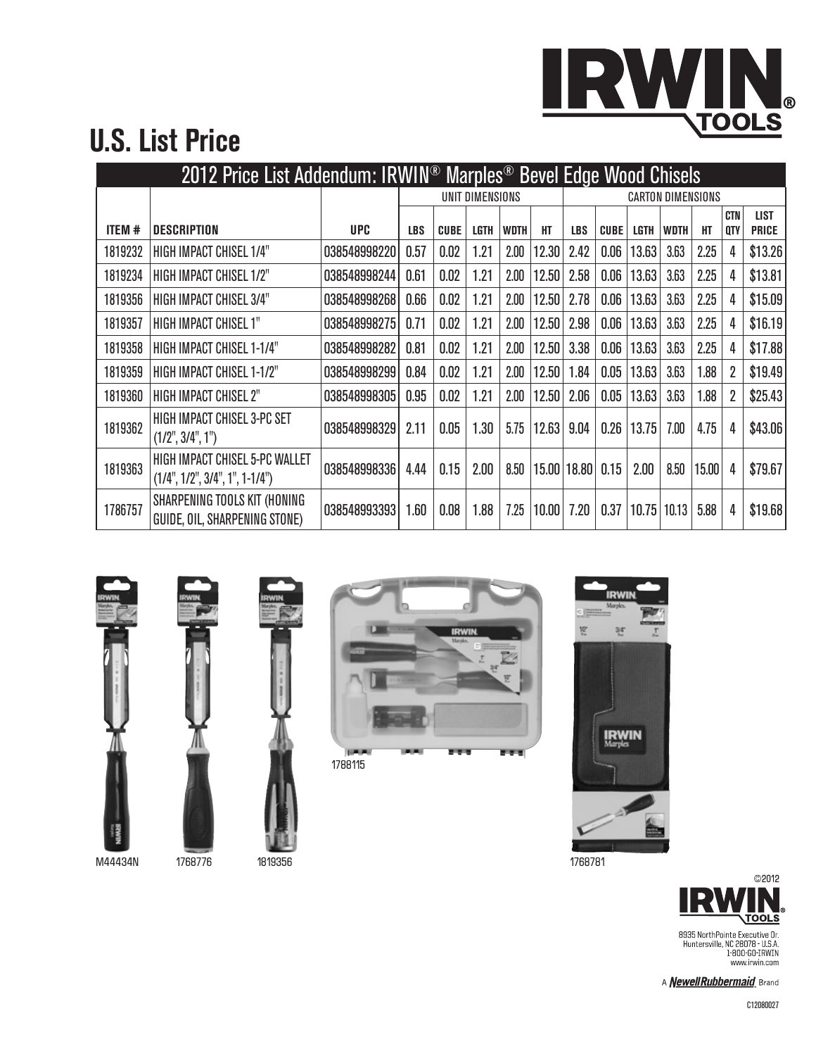# U.S. List Price

| 2012 Price List Addendum: IRWIN® Marples® Bevel Edge Wood Chisels | | | | | | | | | | | | | | | |
|---|---|---|---|---|---|---|---|---|---|---|---|---|---|---|---|
| | | | UNIT DIMENSIONS | | | | | CARTON DIMENSIONS | | | | | | | |
| ITEM # | DESCRIPTION | UPC | LBS | CUBE | LGTH | WDTH | HT | LBS | CUBE | LGTH | WDTH | HT | CTN QTY | LIST PRICE |
| 1819232 | HIGH IMPACT CHISEL 1/4" | 038548998220 | 0.57 | 0.02 | 1.21 | 2.00 | 12.30 | 2.42 | 0.06 | 13.63 | 3.63 | 2.25 | 4 | $13.26 |
| 1819234 | HIGH IMPACT CHISEL 1/2" | 038548998244 | 0.61 | 0.02 | 1.21 | 2.00 | 12.50 | 2.58 | 0.06 | 13.63 | 3.63 | 2.25 | 4 | $13.81 |
| 1819356 | HIGH IMPACT CHISEL 3/4" | 038548998268 | 0.66 | 0.02 | 1.21 | 2.00 | 12.50 | 2.78 | 0.06 | 13.63 | 3.63 | 2.25 | 4 | $15.09 |
| 1819357 | HIGH IMPACT CHISEL 1" | 038548998275 | 0.71 | 0.02 | 1.21 | 2.00 | 12.50 | 2.98 | 0.06 | 13.63 | 3.63 | 2.25 | 4 | $16.19 |
| 1819358 | HIGH IMPACT CHISEL 1-1/4" | 038548998282 | 0.81 | 0.02 | 1.21 | 2.00 | 12.50 | 3.38 | 0.06 | 13.63 | 3.63 | 2.25 | 4 | $17.88 |
| 1819359 | HIGH IMPACT CHISEL 1-1/2" | 038548998299 | 0.84 | 0.02 | 1.21 | 2.00 | 12.50 | 1.84 | 0.05 | 13.63 | 3.63 | 1.88 | 2 | $19.49 |
| 1819360 | HIGH IMPACT CHISEL 2" | 038548998305 | 0.95 | 0.02 | 1.21 | 2.00 | 12.50 | 2.06 | 0.05 | 13.63 | 3.63 | 1.88 | 2 | $25.43 |
| 1819362 | HIGH IMPACT CHISEL 3-PC SET (1/2", 3/4", 1") | 038548998329 | 2.11 | 0.05 | 1.30 | 5.75 | 12.63 | 9.04 | 0.26 | 13.75 | 7.00 | 4.75 | 4 | $43.06 |
| 1819363 | HIGH IMPACT CHISEL 5-PC WALLET (1/4", 1/2", 3/4", 1", 1-1/4") | 038548998336 | 4.44 | 0.15 | 2.00 | 8.50 | 15.00 | 18.80 | 0.15 | 2.00 | 8.50 | 15.00 | 4 | $79.67 |
| 1786757 | SHARPENING TOOLS KIT (HONING GUIDE, OIL, SHARPENING STONE) | 038548993393 | 1.60 | 0.08 | 1.88 | 7.25 | 10.00 | 7.20 | 0.37 | 10.75 | 10.13 | 5.88 | 4 | $19.68 |

M44434N

1768776

1819356

1788115

1768781

©2012

8935 NorthPointe Executive Dr.
Huntersville, NC 28078 - U.S.A.
1-800-GO-IRWIN
www.irwin.com

A Newell Rubbermaid Brand

C12080027